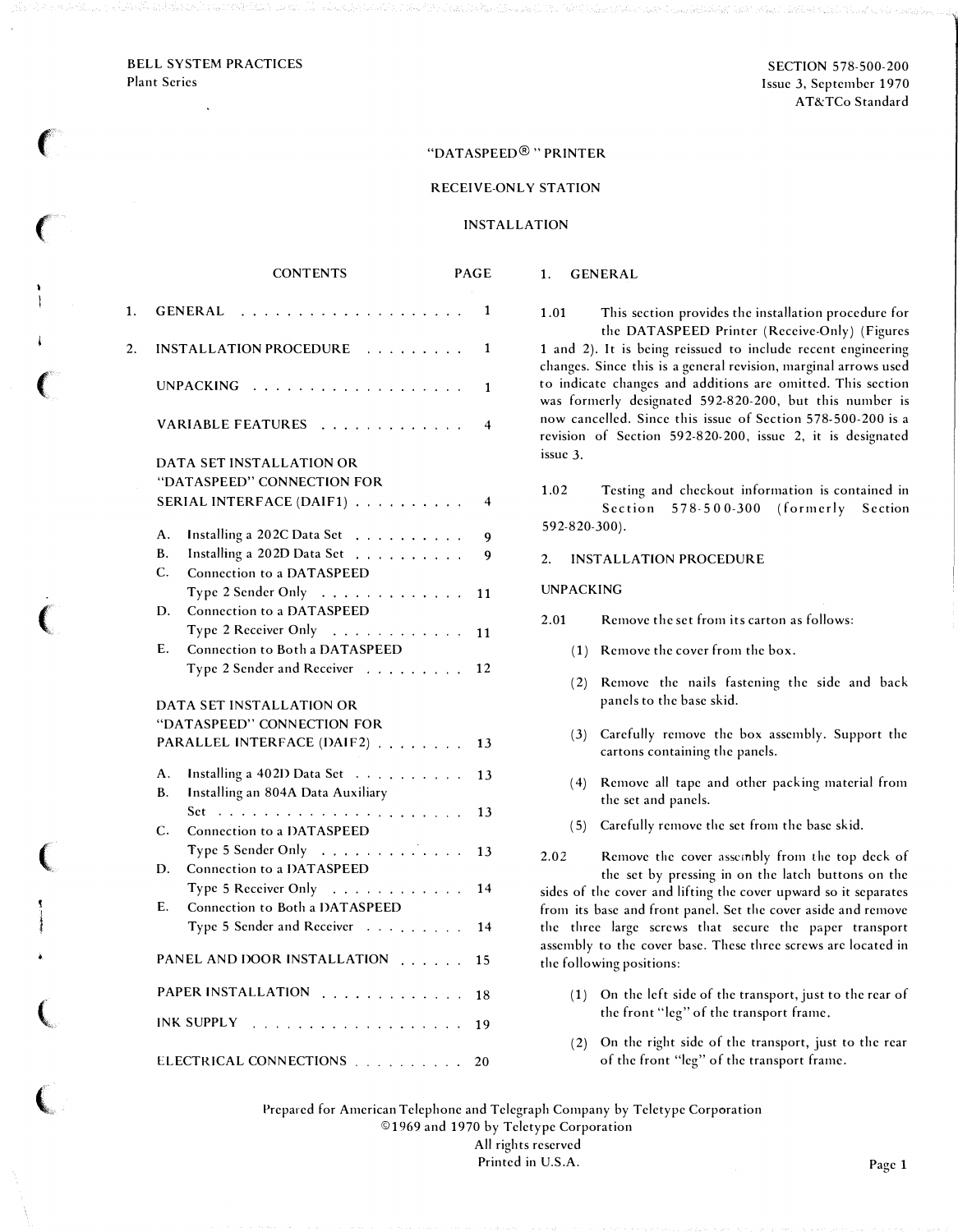BELL SYSTEM PRACTICES
Plant Series

SECTION 578-500-200
Issue 3, September 1970
AT&TCo Standard

# "DATASPEED®" PRINTER

## RECEIVE-ONLY STATION

## INSTALLATION

| CONTENTS | PAGE |
|---|---|
| 1. GENERAL | 1 |
| 2. INSTALLATION PROCEDURE | 1 |
| UNPACKING | 1 |
| VARIABLE FEATURES | 4 |
| DATA SET INSTALLATION OR "DATASPEED" CONNECTION FOR SERIAL INTERFACE (DAIF1) | 4 |
| A. Installing a 202C Data Set | 9 |
| B. Installing a 202D Data Set | 9 |
| C. Connection to a DATASPEED Type 2 Sender Only | 11 |
| D. Connection to a DATASPEED Type 2 Receiver Only | 11 |
| E. Connection to Both a DATASPEED Type 2 Sender and Receiver | 12 |
| DATA SET INSTALLATION OR "DATASPEED" CONNECTION FOR PARALLEL INTERFACE (DAIF2) | 13 |
| A. Installing a 402D Data Set | 13 |
| B. Installing an 804A Data Auxiliary Set | 13 |
| C. Connection to a DATASPEED Type 5 Sender Only | 13 |
| D. Connection to a DATASPEED Type 5 Receiver Only | 14 |
| E. Connection to Both a DATASPEED Type 5 Sender and Receiver | 14 |
| PANEL AND DOOR INSTALLATION | 15 |
| PAPER INSTALLATION | 18 |
| INK SUPPLY | 19 |
| ELECTRICAL CONNECTIONS | 20 |

## 1. GENERAL

1.01 This section provides the installation procedure for the DATASPEED Printer (Receive-Only) (Figures 1 and 2). It is being reissued to include recent engineering changes. Since this is a general revision, marginal arrows used to indicate changes and additions are omitted. This section was formerly designated 592-820-200, but this number is now cancelled. Since this issue of Section 578-500-200 is a revision of Section 592-820-200, issue 2, it is designated issue 3.

1.02 Testing and checkout information is contained in Section 578-500-300 (formerly Section 592-820-300).

## 2. INSTALLATION PROCEDURE

### UNPACKING

2.01 Remove the set from its carton as follows:

(1) Remove the cover from the box.

(2) Remove the nails fastening the side and back panels to the base skid.

(3) Carefully remove the box assembly. Support the cartons containing the panels.

(4) Remove all tape and other packing material from the set and panels.

(5) Carefully remove the set from the base skid.

2.02 Remove the cover assembly from the top deck of the set by pressing in on the latch buttons on the sides of the cover and lifting the cover upward so it separates from its base and front panel. Set the cover aside and remove the three large screws that secure the paper transport assembly to the cover base. These three screws are located in the following positions:

(1) On the left side of the transport, just to the rear of the front "leg" of the transport frame.

(2) On the right side of the transport, just to the rear of the front "leg" of the transport frame.

Prepared for American Telephone and Telegraph Company by Teletype Corporation
©1969 and 1970 by Teletype Corporation
All rights reserved
Printed in U.S.A.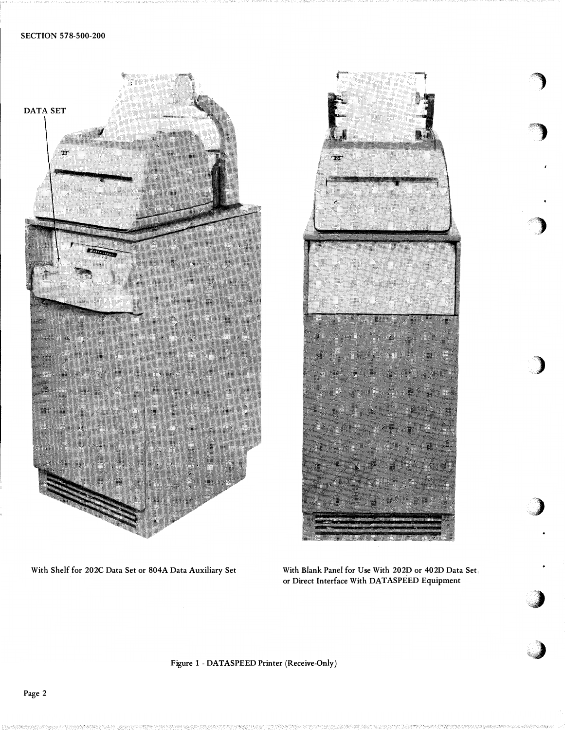DATA SET

With Shelf for 202C Data Set or 804A Data Auxiliary Set

With Blank Panel for Use With 202D or 402D Data Set, or Direct Interface With DATASPEED Equipment

Figure 1 - DATASPEED Printer (Receive-Only)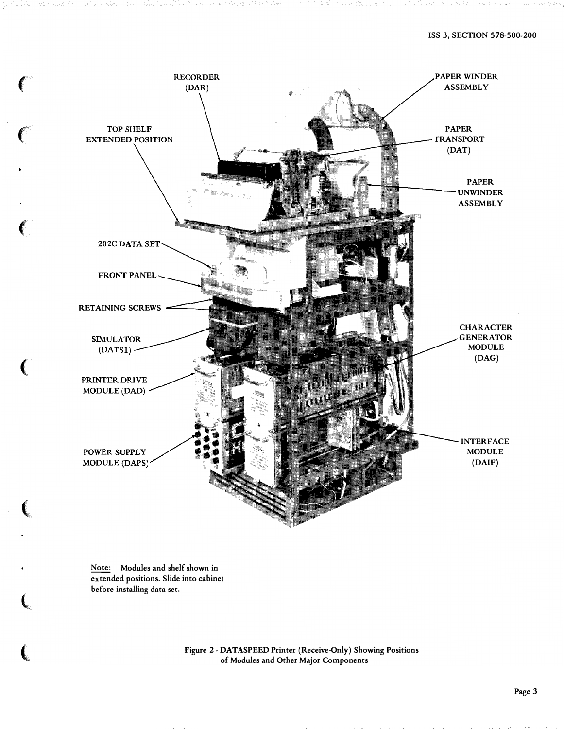RECORDER (DAR)

TOP SHELF EXTENDED POSITION

PAPER WINDER ASSEMBLY

PAPER TRANSPORT (DAT)

PAPER UNWINDER ASSEMBLY

202C DATA SET

FRONT PANEL

RETAINING SCREWS

SIMULATOR (DATS1)

PRINTER DRIVE MODULE (DAD)

CHARACTER GENERATOR MODULE (DAG)

POWER SUPPLY MODULE (DAPS)

INTERFACE MODULE (DAIF)

Note: Modules and shelf shown in extended positions. Slide into cabinet before installing data set.

Figure 2 - DATASPEED Printer (Receive-Only) Showing Positions of Modules and Other Major Components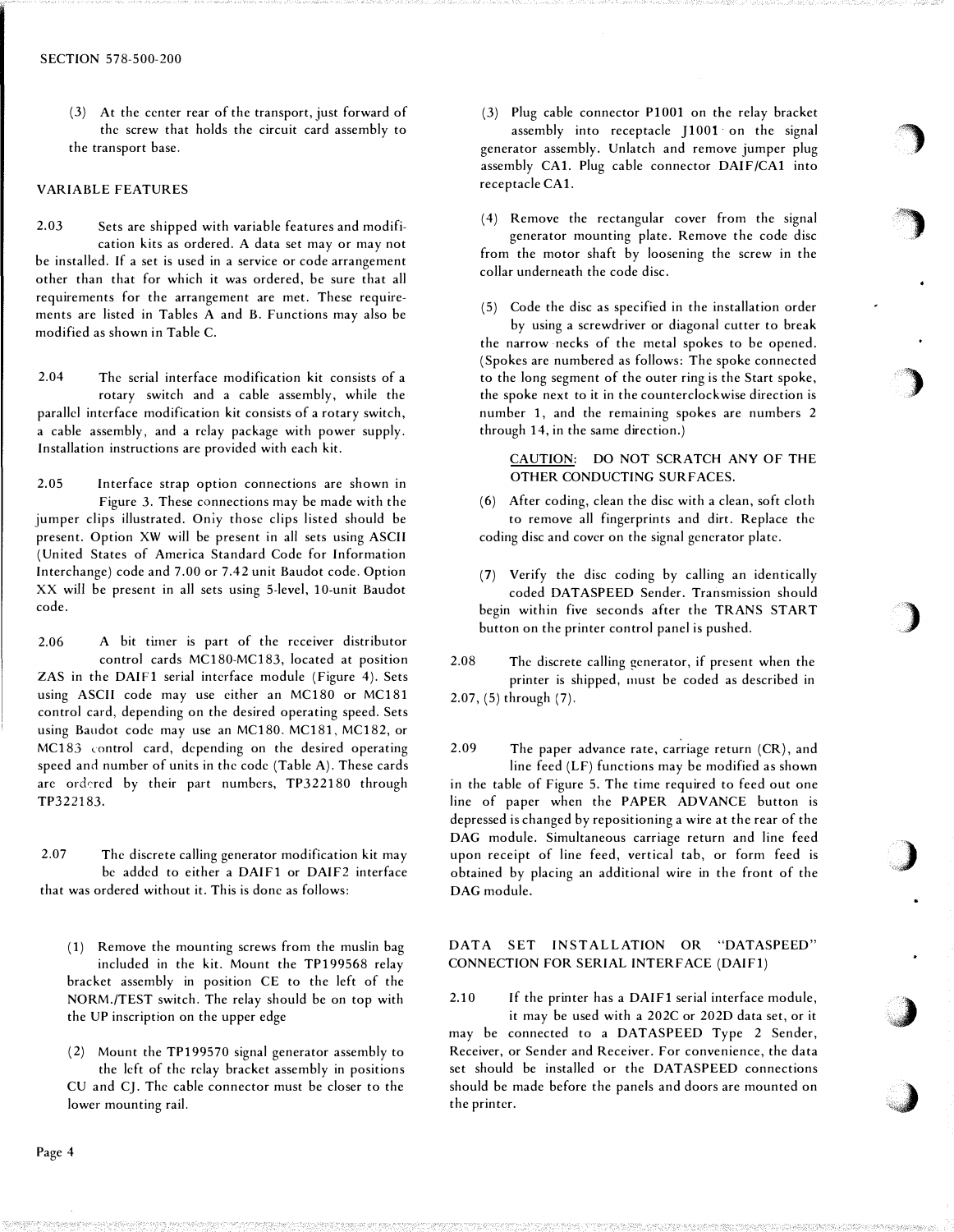(3) At the center rear of the transport, just forward of the screw that holds the circuit card assembly to the transport base.

## VARIABLE FEATURES

2.03 Sets are shipped with variable features and modification kits as ordered. A data set may or may not be installed. If a set is used in a service or code arrangement other than that for which it was ordered, be sure that all requirements for the arrangement are met. These requirements are listed in Tables A and B. Functions may also be modified as shown in Table C.

2.04 The serial interface modification kit consists of a rotary switch and a cable assembly, while the parallel interface modification kit consists of a rotary switch, a cable assembly, and a relay package with power supply. Installation instructions are provided with each kit.

2.05 Interface strap option connections are shown in Figure 3. These connections may be made with the jumper clips illustrated. Only those clips listed should be present. Option XW will be present in all sets using ASCII (United States of America Standard Code for Information Interchange) code and 7.00 or 7.42 unit Baudot code. Option XX will be present in all sets using 5-level, 10-unit Baudot code.

2.06 A bit timer is part of the receiver distributor control cards MC180-MC183, located at position ZAS in the DAIF1 serial interface module (Figure 4). Sets using ASCII code may use either an MC180 or MC181 control card, depending on the desired operating speed. Sets using Baudot code may use an MC180. MC181, MC182, or MC183 control card, depending on the desired operating speed and number of units in the code (Table A). These cards are ordered by their part numbers, TP322180 through TP322183.

2.07 The discrete calling generator modification kit may be added to either a DAIF1 or DAIF2 interface that was ordered without it. This is done as follows:

(1) Remove the mounting screws from the muslin bag included in the kit. Mount the TP199568 relay bracket assembly in position CE to the left of the NORM./TEST switch. The relay should be on top with the UP inscription on the upper edge

(2) Mount the TP199570 signal generator assembly to the left of the relay bracket assembly in positions CU and CJ. The cable connector must be closer to the lower mounting rail.

(3) Plug cable connector P1001 on the relay bracket assembly into receptacle J1001 on the signal generator assembly. Unlatch and remove jumper plug assembly CA1. Plug cable connector DAIF/CA1 into receptacle CA1.

(4) Remove the rectangular cover from the signal generator mounting plate. Remove the code disc from the motor shaft by loosening the screw in the collar underneath the code disc.

(5) Code the disc as specified in the installation order by using a screwdriver or diagonal cutter to break the narrow necks of the metal spokes to be opened. (Spokes are numbered as follows: The spoke connected to the long segment of the outer ring is the Start spoke, the spoke next to it in the counterclockwise direction is number 1, and the remaining spokes are numbers 2 through 14, in the same direction.)

> CAUTION: DO NOT SCRATCH ANY OF THE OTHER CONDUCTING SURFACES.

(6) After coding, clean the disc with a clean, soft cloth to remove all fingerprints and dirt. Replace the coding disc and cover on the signal generator plate.

(7) Verify the disc coding by calling an identically coded DATASPEED Sender. Transmission should begin within five seconds after the TRANS START button on the printer control panel is pushed.

2.08 The discrete calling generator, if present when the printer is shipped, must be coded as described in 2.07, (5) through (7).

2.09 The paper advance rate, carriage return (CR), and line feed (LF) functions may be modified as shown in the table of Figure 5. The time required to feed out one line of paper when the PAPER ADVANCE button is depressed is changed by repositioning a wire at the rear of the DAG module. Simultaneous carriage return and line feed upon receipt of line feed, vertical tab, or form feed is obtained by placing an additional wire in the front of the DAG module.

## DATA SET INSTALLATION OR "DATASPEED" CONNECTION FOR SERIAL INTERFACE (DAIF1)

2.10 If the printer has a DAIF1 serial interface module, it may be used with a 202C or 202D data set, or it may be connected to a DATASPEED Type 2 Sender, Receiver, or Sender and Receiver. For convenience, the data set should be installed or the DATASPEED connections should be made before the panels and doors are mounted on the printer.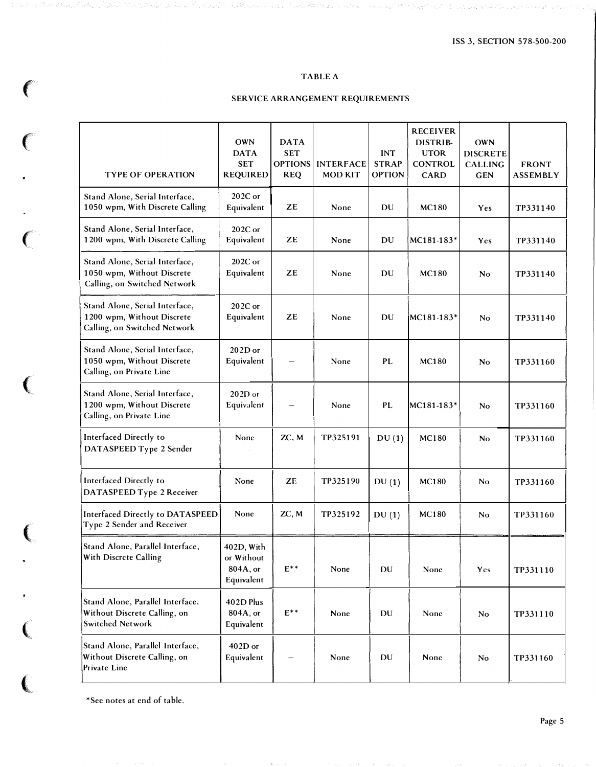## TABLE A

### SERVICE ARRANGEMENT REQUIREMENTS

| TYPE OF OPERATION | OWN DATA SET REQUIRED | DATA SET OPTIONS REQ | INTERFACE MOD KIT | INT STRAP OPTION | RECEIVER DISTRIBUTOR CONTROL CARD | OWN DISCRETE CALLING GEN | FRONT ASSEMBLY |
|---|---|---|---|---|---|---|---|
| Stand Alone, Serial Interface, 1050 wpm, With Discrete Calling | 202C or Equivalent | ZE | None | DU | MC180 | Yes | TP331140 |
| Stand Alone, Serial Interface, 1200 wpm, With Discrete Calling | 202C or Equivalent | ZE | None | DU | MC181-183* | Yes | TP331140 |
| Stand Alone, Serial Interface, 1050 wpm, Without Discrete Calling, on Switched Network | 202C or Equivalent | ZE | None | DU | MC180 | No | TP331140 |
| Stand Alone, Serial Interface, 1200 wpm, Without Discrete Calling, on Switched Network | 202C or Equivalent | ZE | None | DU | MC181-183* | No | TP331140 |
| Stand Alone, Serial Interface, 1050 wpm, Without Discrete Calling, on Private Line | 202D or Equivalent | – | None | PL | MC180 | No | TP331160 |
| Stand Alone, Serial Interface, 1200 wpm, Without Discrete Calling, on Private Line | 202D or Equivalent | – | None | PL | MC181-183* | No | TP331160 |
| Interfaced Directly to DATASPEED Type 2 Sender | None | ZC, M | TP325191 | DU (1) | MC180 | No | TP331160 |
| Interfaced Directly to DATASPEED Type 2 Receiver | None | ZE | TP325190 | DU (1) | MC180 | No | TP331160 |
| Interfaced Directly to DATASPEED Type 2 Sender and Receiver | None | ZC, M | TP325192 | DU (1) | MC180 | No | TP331160 |
| Stand Alone, Parallel Interface, With Discrete Calling | 402D, With or Without 804A, or Equivalent | E** | None | DU | None | Yes | TP331110 |
| Stand Alone, Parallel Interface, Without Discrete Calling, on Switched Network | 402D Plus 804A, or Equivalent | E** | None | DU | None | No | TP331110 |
| Stand Alone, Parallel Interface, Without Discrete Calling, on Private Line | 402D or Equivalent | – | None | DU | None | No | TP331160 |

*See notes at end of table.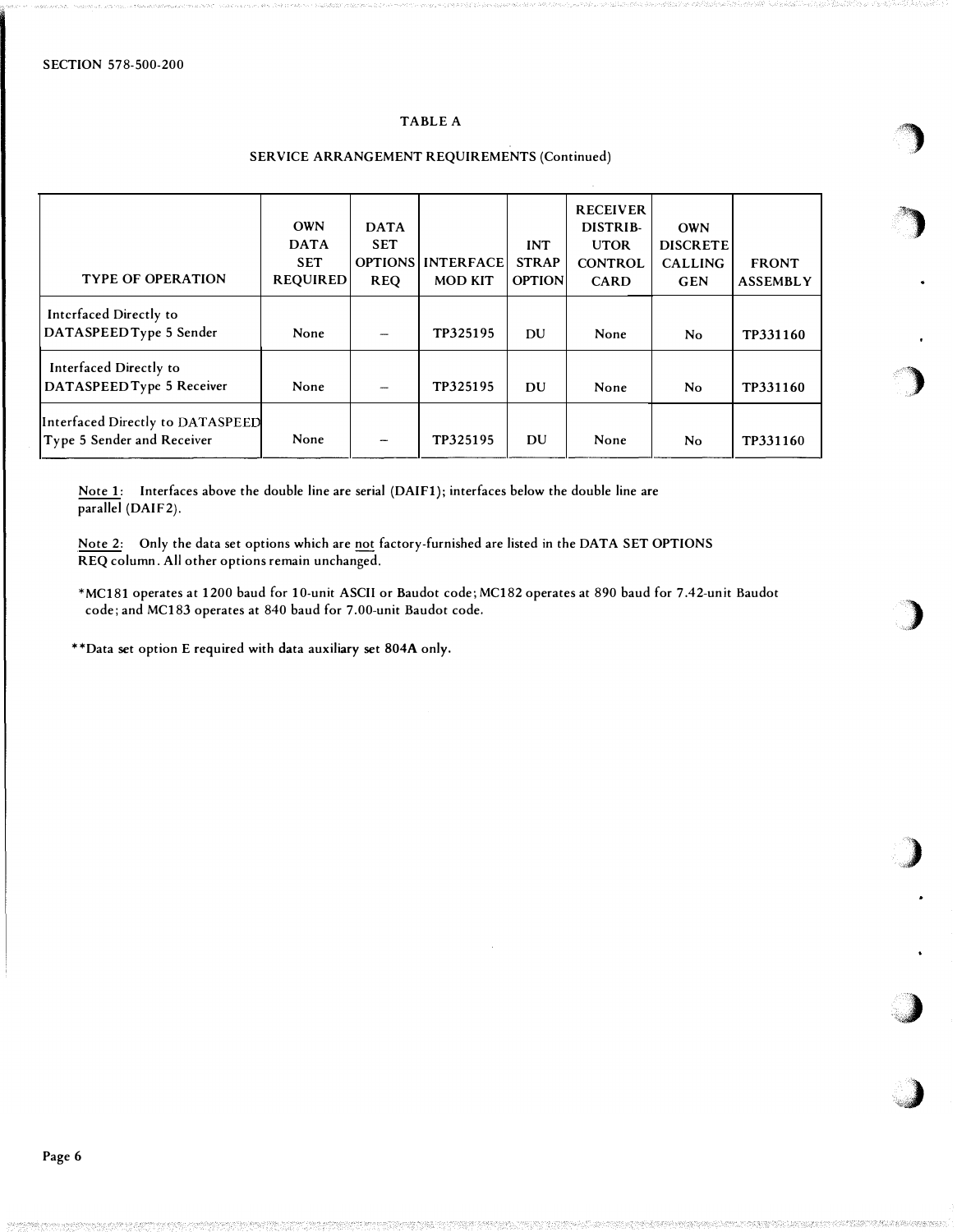## TABLE A

### SERVICE ARRANGEMENT REQUIREMENTS (Continued)

| TYPE OF OPERATION | OWN DATA SET REQUIRED | DATA SET OPTIONS REQ | INTERFACE MOD KIT | INT STRAP OPTION | RECEIVER DISTRIBUTOR CONTROL CARD | OWN DISCRETE CALLING GEN | FRONT ASSEMBLY |
|---|---|---|---|---|---|---|---|
| Interfaced Directly to DATASPEED Type 5 Sender | None | – | TP325195 | DU | None | No | TP331160 |
| Interfaced Directly to DATASPEED Type 5 Receiver | None | – | TP325195 | DU | None | No | TP331160 |
| Interfaced Directly to DATASPEED Type 5 Sender and Receiver | None | – | TP325195 | DU | None | No | TP331160 |

Note 1: Interfaces above the double line are serial (DAIF1); interfaces below the double line are parallel (DAIF2).

Note 2: Only the data set options which are not factory-furnished are listed in the DATA SET OPTIONS REQ column. All other options remain unchanged.

*MC181 operates at 1200 baud for 10-unit ASCII or Baudot code; MC182 operates at 890 baud for 7.42-unit Baudot code; and MC183 operates at 840 baud for 7.00-unit Baudot code.

**Data set option E required with data auxiliary set 804A only.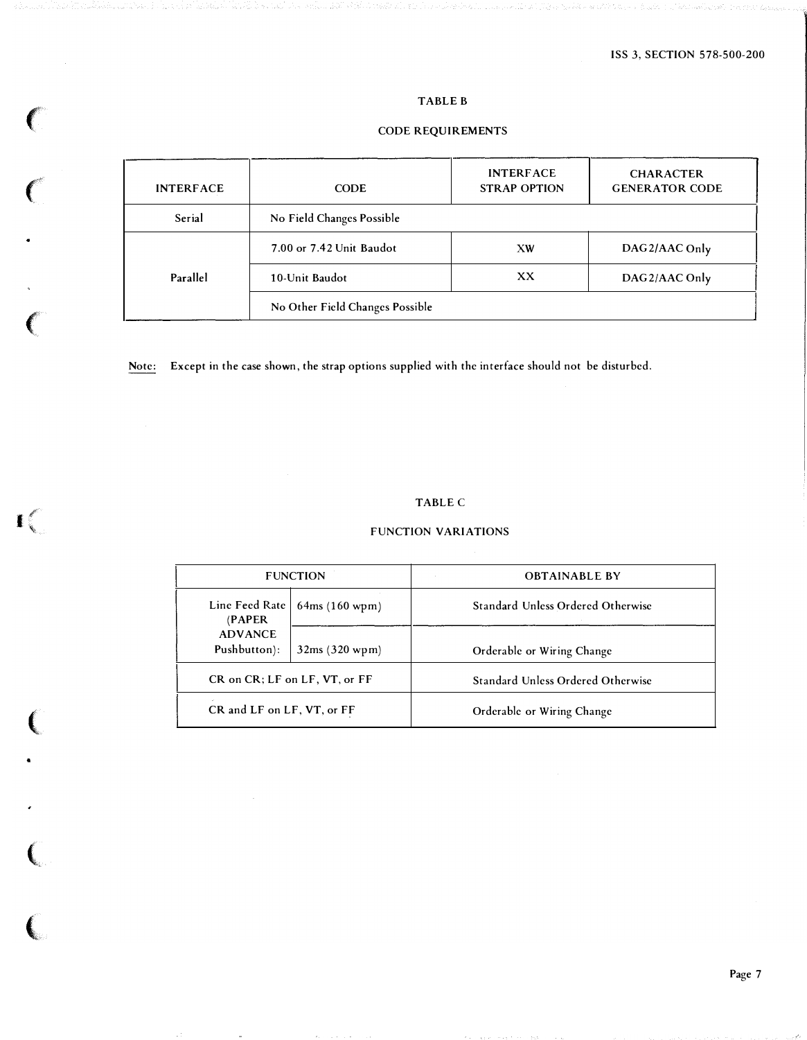## TABLE B

### CODE REQUIREMENTS

| INTERFACE | CODE | INTERFACE STRAP OPTION | CHARACTER GENERATOR CODE |
|---|---|---|---|
| Serial | No Field Changes Possible | | |
| Parallel | 7.00 or 7.42 Unit Baudot | XW | DAG2/AAC Only |
| | 10-Unit Baudot | XX | DAG2/AAC Only |
| | No Other Field Changes Possible | | |

Note: Except in the case shown, the strap options supplied with the interface should not be disturbed.

## TABLE C

### FUNCTION VARIATIONS

| FUNCTION | | OBTAINABLE BY |
|---|---|---|
| Line Feed Rate (PAPER ADVANCE Pushbutton): | 64ms (160 wpm) | Standard Unless Ordered Otherwise |
| | 32ms (320 wpm) | Orderable or Wiring Change |
| CR on CR; LF on LF, VT, or FF | | Standard Unless Ordered Otherwise |
| CR and LF on LF, VT, or FF | | Orderable or Wiring Change |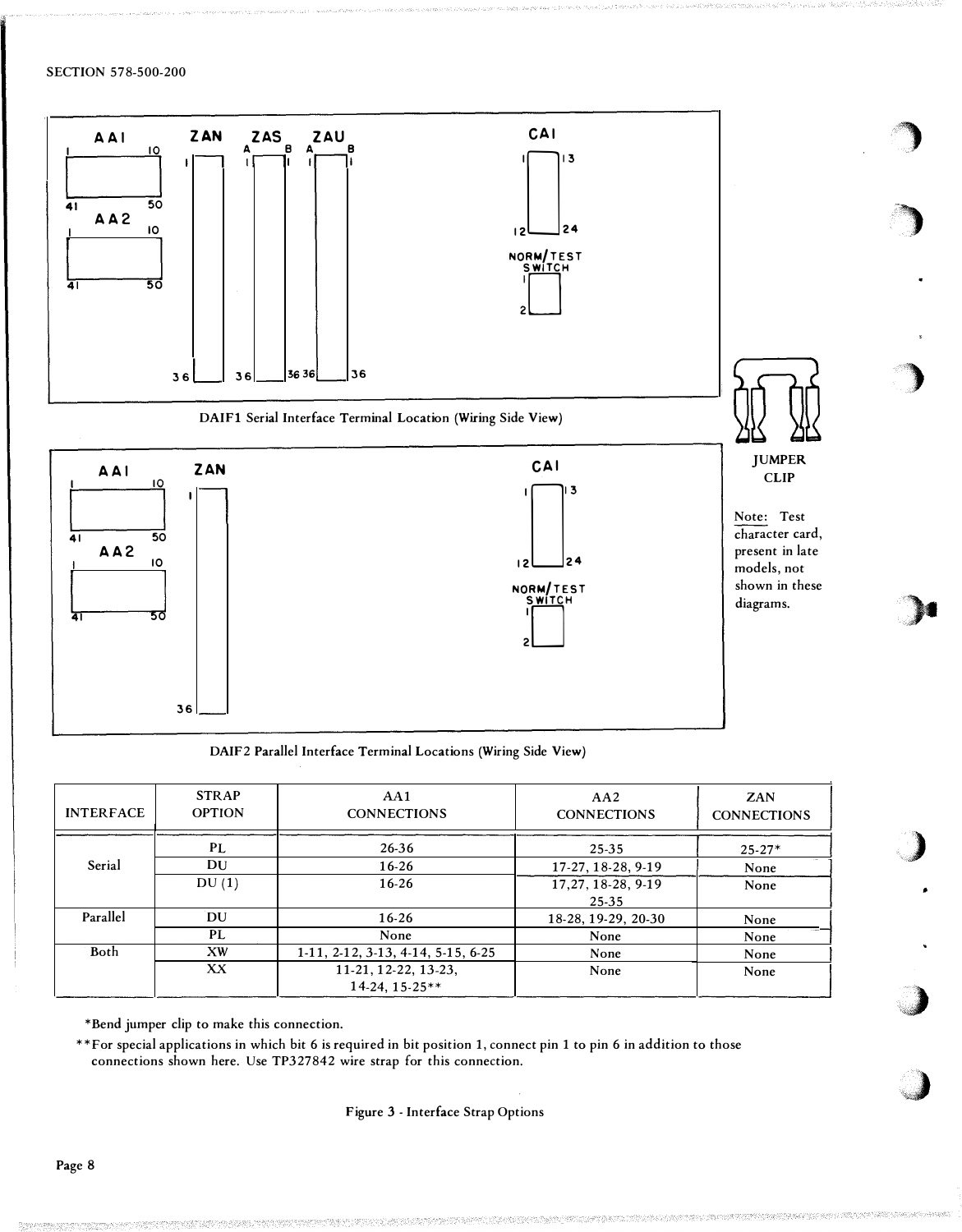AA1 &nbsp; ZAN &nbsp; ZAS &nbsp; ZAU &nbsp; CA1

AA2

NORM/TEST SWITCH

DAIF1 Serial Interface Terminal Location (Wiring Side View)

JUMPER CLIP

Note: Test character card, present in late models, not shown in these diagrams.

AA1 &nbsp; ZAN &nbsp; CA1

AA2

NORM/TEST SWITCH

DAIF2 Parallel Interface Terminal Locations (Wiring Side View)

| INTERFACE | STRAP OPTION | AA1 CONNECTIONS | AA2 CONNECTIONS | ZAN CONNECTIONS |
|---|---|---|---|---|
| Serial | PL | 26-36 | 25-35 | 25-27* |
| | DU | 16-26 | 17-27, 18-28, 9-19 | None |
| | DU (1) | 16-26 | 17,27, 18-28, 9-19 25-35 | None |
| Parallel | DU | 16-26 | 18-28, 19-29, 20-30 | None |
| | PL | None | None | None |
| Both | XW | 1-11, 2-12, 3-13, 4-14, 5-15, 6-25 | None | None |
| | XX | 11-21, 12-22, 13-23, 14-24, 15-25** | None | None |

*Bend jumper clip to make this connection.

**For special applications in which bit 6 is required in bit position 1, connect pin 1 to pin 6 in addition to those connections shown here. Use TP327842 wire strap for this connection.

Figure 3 - Interface Strap Options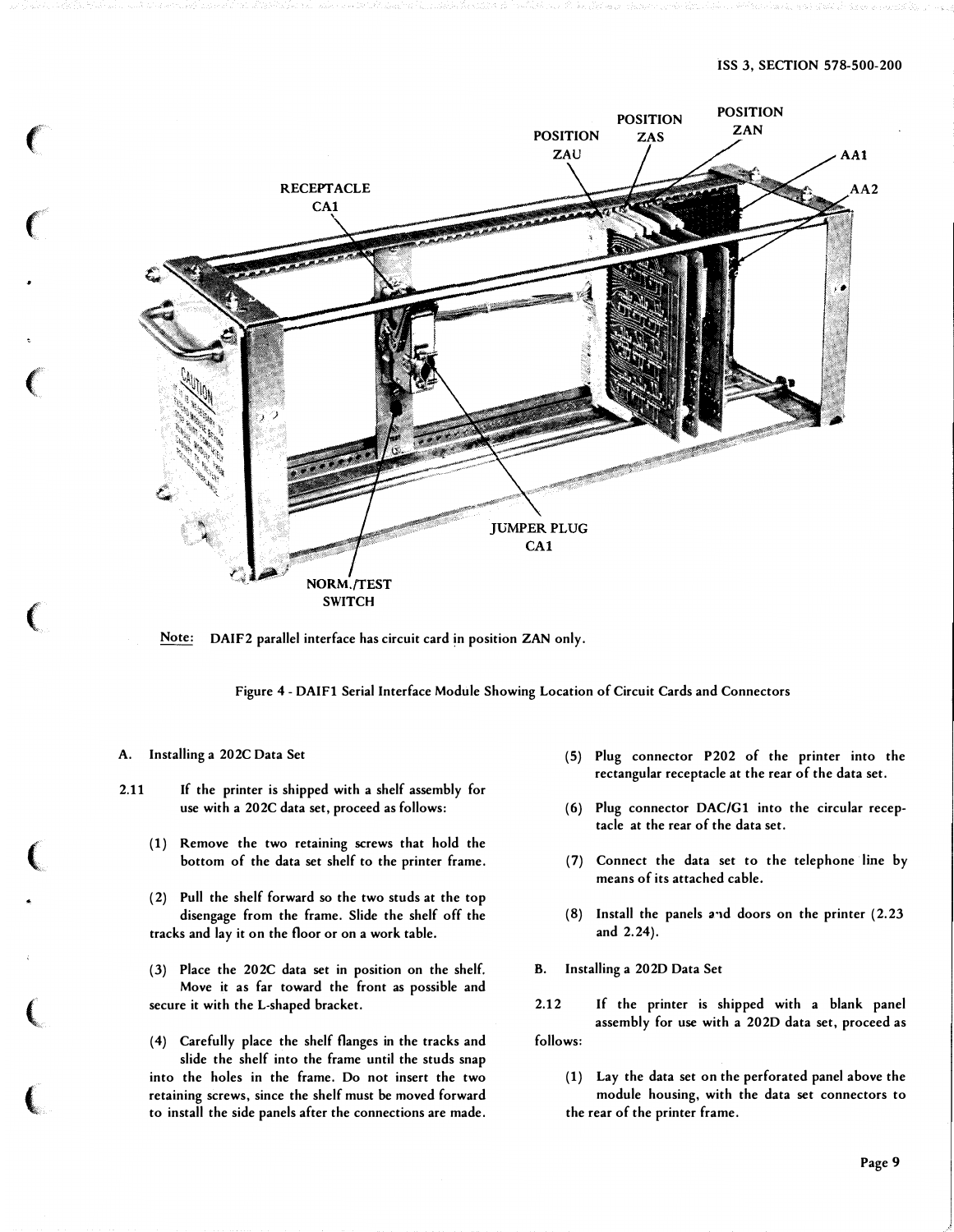Note: DAIF2 parallel interface has circuit card in position ZAN only.

Figure 4 - DAIF1 Serial Interface Module Showing Location of Circuit Cards and Connectors

### A. Installing a 202C Data Set

2.11 If the printer is shipped with a shelf assembly for use with a 202C data set, proceed as follows:

(1) Remove the two retaining screws that hold the bottom of the data set shelf to the printer frame.

(2) Pull the shelf forward so the two studs at the top disengage from the frame. Slide the shelf off the tracks and lay it on the floor or on a work table.

(3) Place the 202C data set in position on the shelf. Move it as far toward the front as possible and secure it with the L-shaped bracket.

(4) Carefully place the shelf flanges in the tracks and slide the shelf into the frame until the studs snap into the holes in the frame. Do not insert the two retaining screws, since the shelf must be moved forward to install the side panels after the connections are made.

(5) Plug connector P202 of the printer into the rectangular receptacle at the rear of the data set.

(6) Plug connector DAC/G1 into the circular receptacle at the rear of the data set.

(7) Connect the data set to the telephone line by means of its attached cable.

(8) Install the panels and doors on the printer (2.23 and 2.24).

### B. Installing a 202D Data Set

2.12 If the printer is shipped with a blank panel assembly for use with a 202D data set, proceed as follows:

(1) Lay the data set on the perforated panel above the module housing, with the data set connectors to the rear of the printer frame.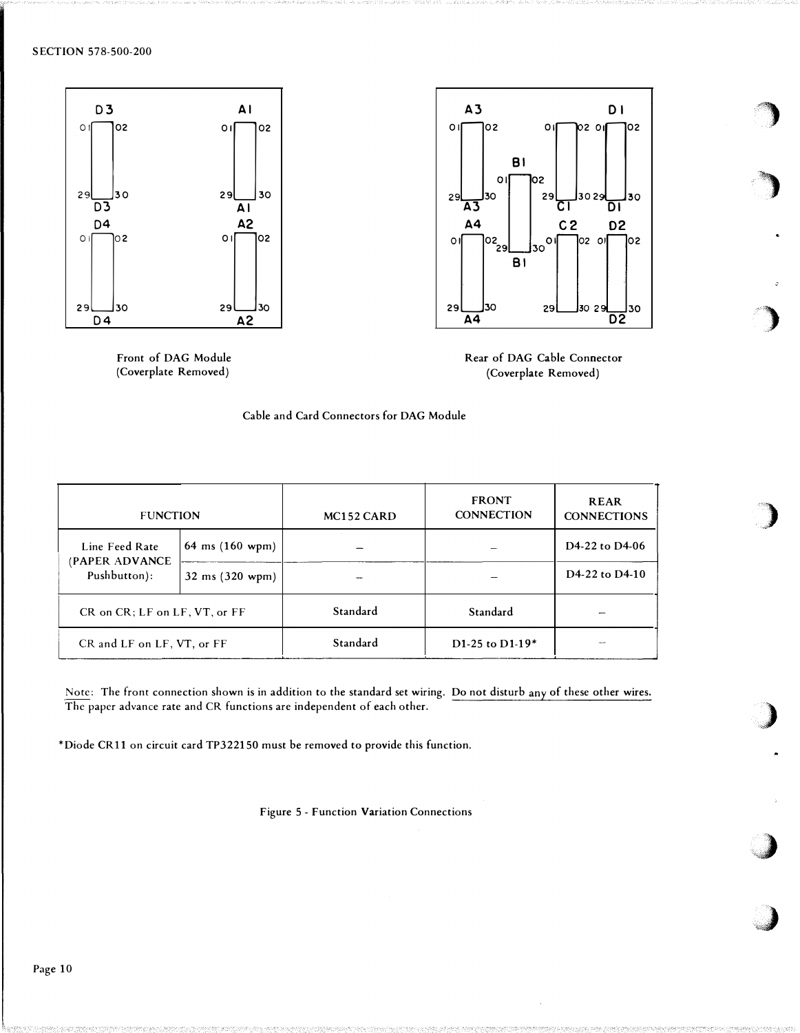Front of DAG Module
(Coverplate Removed)

Rear of DAG Cable Connector
(Coverplate Removed)

Cable and Card Connectors for DAG Module

| FUNCTION | | MC152 CARD | FRONT CONNECTION | REAR CONNECTIONS |
|---|---|---|---|---|
| Line Feed Rate (PAPER ADVANCE Pushbutton): | 64 ms (160 wpm) | – | – | D4-22 to D4-06 |
| | 32 ms (320 wpm) | – | – | D4-22 to D4-10 |
| CR on CR; LF on LF, VT, or FF | | Standard | Standard | – |
| CR and LF on LF, VT, or FF | | Standard | D1-25 to D1-19* | – |

Note: The front connection shown is in addition to the standard set wiring. Do not disturb any of these other wires. The paper advance rate and CR functions are independent of each other.

*Diode CR11 on circuit card TP322150 must be removed to provide this function.

Figure 5 - Function Variation Connections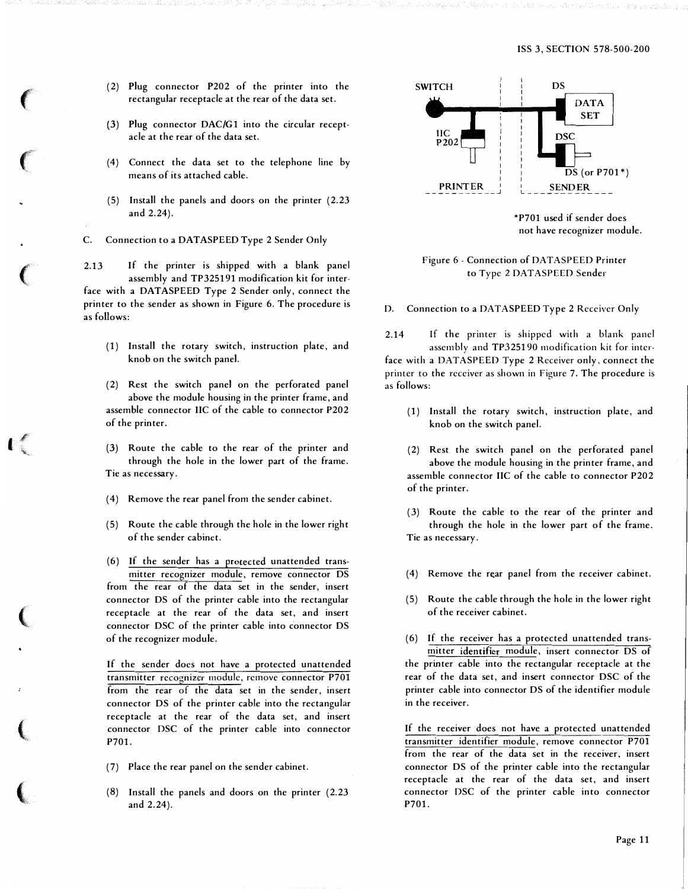(2) Plug connector P202 of the printer into the rectangular receptacle at the rear of the data set.

(3) Plug connector DAC/G1 into the circular receptacle at the rear of the data set.

(4) Connect the data set to the telephone line by means of its attached cable.

(5) Install the panels and doors on the printer (2.23 and 2.24).

C. Connection to a DATASPEED Type 2 Sender Only

2.13 If the printer is shipped with a blank panel assembly and TP325191 modification kit for interface with a DATASPEED Type 2 Sender only, connect the printer to the sender as shown in Figure 6. The procedure is as follows:

(1) Install the rotary switch, instruction plate, and knob on the switch panel.

(2) Rest the switch panel on the perforated panel above the module housing in the printer frame, and assemble connector IIC of the cable to connector P202 of the printer.

(3) Route the cable to the rear of the printer and through the hole in the lower part of the frame. Tie as necessary.

(4) Remove the rear panel from the sender cabinet.

(5) Route the cable through the hole in the lower right of the sender cabinet.

(6) If the sender has a protected unattended transmitter recognizer module, remove connector DS from the rear of the data set in the sender, insert connector DS of the printer cable into the rectangular receptacle at the rear of the data set, and insert connector DSC of the printer cable into connector DS of the recognizer module.

If the sender does not have a protected unattended transmitter recognizer module, remove connector P701 from the rear of the data set in the sender, insert connector DS of the printer cable into the rectangular receptacle at the rear of the data set, and insert connector DSC of the printer cable into connector P701.

(7) Place the rear panel on the sender cabinet.

(8) Install the panels and doors on the printer (2.23 and 2.24).

SWITCH — IIC P202 — PRINTER | DS — DATA SET — DSC — DS (or P701*) — SENDER

*P701 used if sender does not have recognizer module.

Figure 6 - Connection of DATASPEED Printer to Type 2 DATASPEED Sender

D. Connection to a DATASPEED Type 2 Receiver Only

2.14 If the printer is shipped with a blank panel assembly and TP325190 modification kit for interface with a DATASPEED Type 2 Receiver only, connect the printer to the receiver as shown in Figure 7. The procedure is as follows:

(1) Install the rotary switch, instruction plate, and knob on the switch panel.

(2) Rest the switch panel on the perforated panel above the module housing in the printer frame, and assemble connector IIC of the cable to connector P202 of the printer.

(3) Route the cable to the rear of the printer and through the hole in the lower part of the frame. Tie as necessary.

(4) Remove the rear panel from the receiver cabinet.

(5) Route the cable through the hole in the lower right of the receiver cabinet.

(6) If the receiver has a protected unattended transmitter identifier module, insert connector DS of the printer cable into the rectangular receptacle at the rear of the data set, and insert connector DSC of the printer cable into connector DS of the identifier module in the receiver.

If the receiver does not have a protected unattended transmitter identifier module, remove connector P701 from the rear of the data set in the receiver, insert connector DS of the printer cable into the rectangular receptacle at the rear of the data set, and insert connector DSC of the printer cable into connector P701.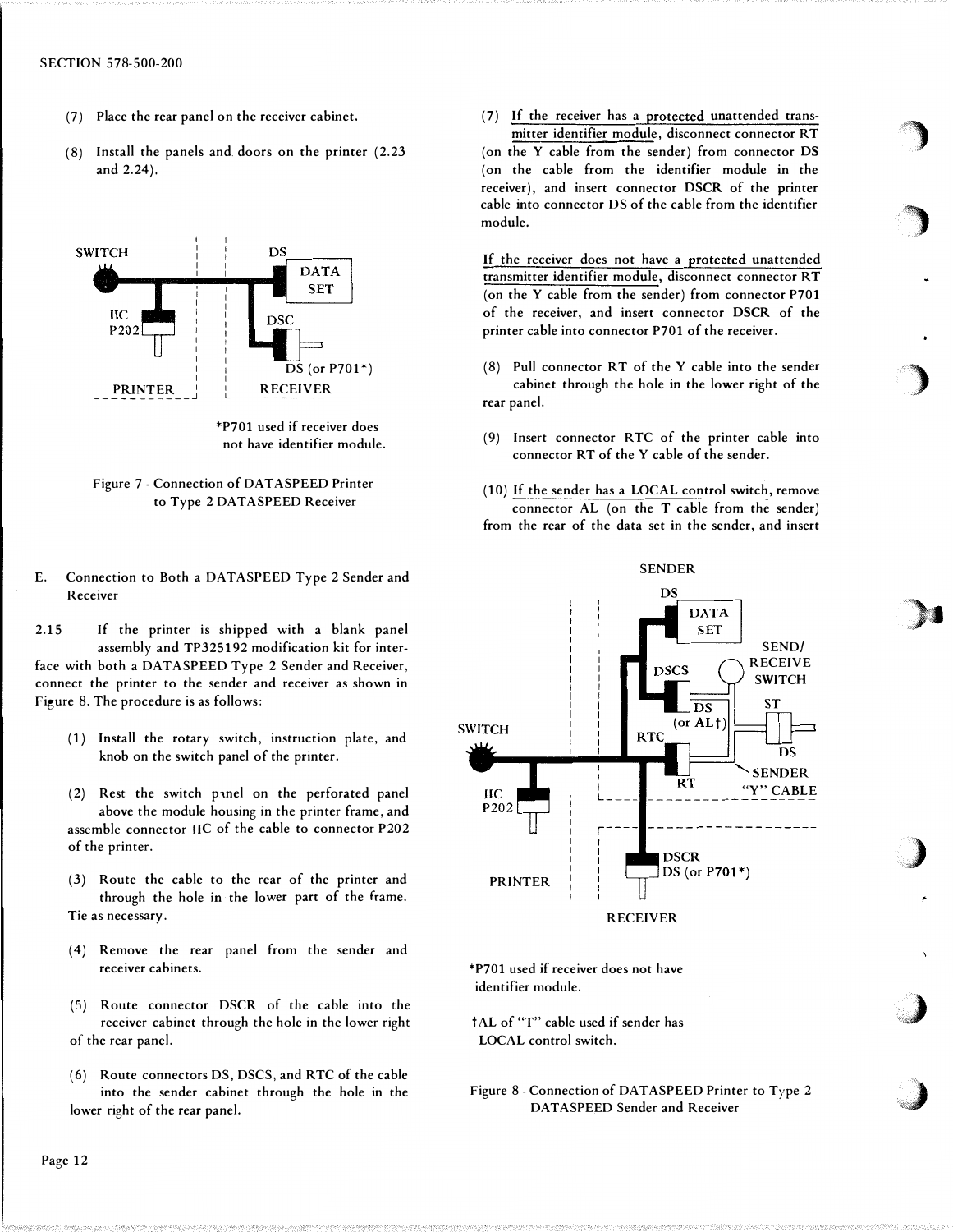(7) Place the rear panel on the receiver cabinet.

(8) Install the panels and doors on the printer (2.23 and 2.24).

*P701 used if receiver does not have identifier module.

Figure 7 - Connection of DATASPEED Printer to Type 2 DATASPEED Receiver

E. Connection to Both a DATASPEED Type 2 Sender and Receiver

2.15 If the printer is shipped with a blank panel assembly and TP325192 modification kit for interface with both a DATASPEED Type 2 Sender and Receiver, connect the printer to the sender and receiver as shown in Figure 8. The procedure is as follows:

(1) Install the rotary switch, instruction plate, and knob on the switch panel of the printer.

(2) Rest the switch panel on the perforated panel above the module housing in the printer frame, and assemble connector IIC of the cable to connector P202 of the printer.

(3) Route the cable to the rear of the printer and through the hole in the lower part of the frame. Tie as necessary.

(4) Remove the rear panel from the sender and receiver cabinets.

(5) Route connector DSCR of the cable into the receiver cabinet through the hole in the lower right of the rear panel.

(6) Route connectors DS, DSCS, and RTC of the cable into the sender cabinet through the hole in the lower right of the rear panel.

(7) If the receiver has a protected unattended transmitter identifier module, disconnect connector RT (on the Y cable from the sender) from connector DS (on the cable from the identifier module in the receiver), and insert connector DSCR of the printer cable into connector DS of the cable from the identifier module.

If the receiver does not have a protected unattended transmitter identifier module, disconnect connector RT (on the Y cable from the sender) from connector P701 of the receiver, and insert connector DSCR of the printer cable into connector P701 of the receiver.

(8) Pull connector RT of the Y cable into the sender cabinet through the hole in the lower right of the rear panel.

(9) Insert connector RTC of the printer cable into connector RT of the Y cable of the sender.

(10) If the sender has a LOCAL control switch, remove connector AL (on the T cable from the sender) from the rear of the data set in the sender, and insert

*P701 used if receiver does not have identifier module.

†AL of "T" cable used if sender has LOCAL control switch.

Figure 8 - Connection of DATASPEED Printer to Type 2 DATASPEED Sender and Receiver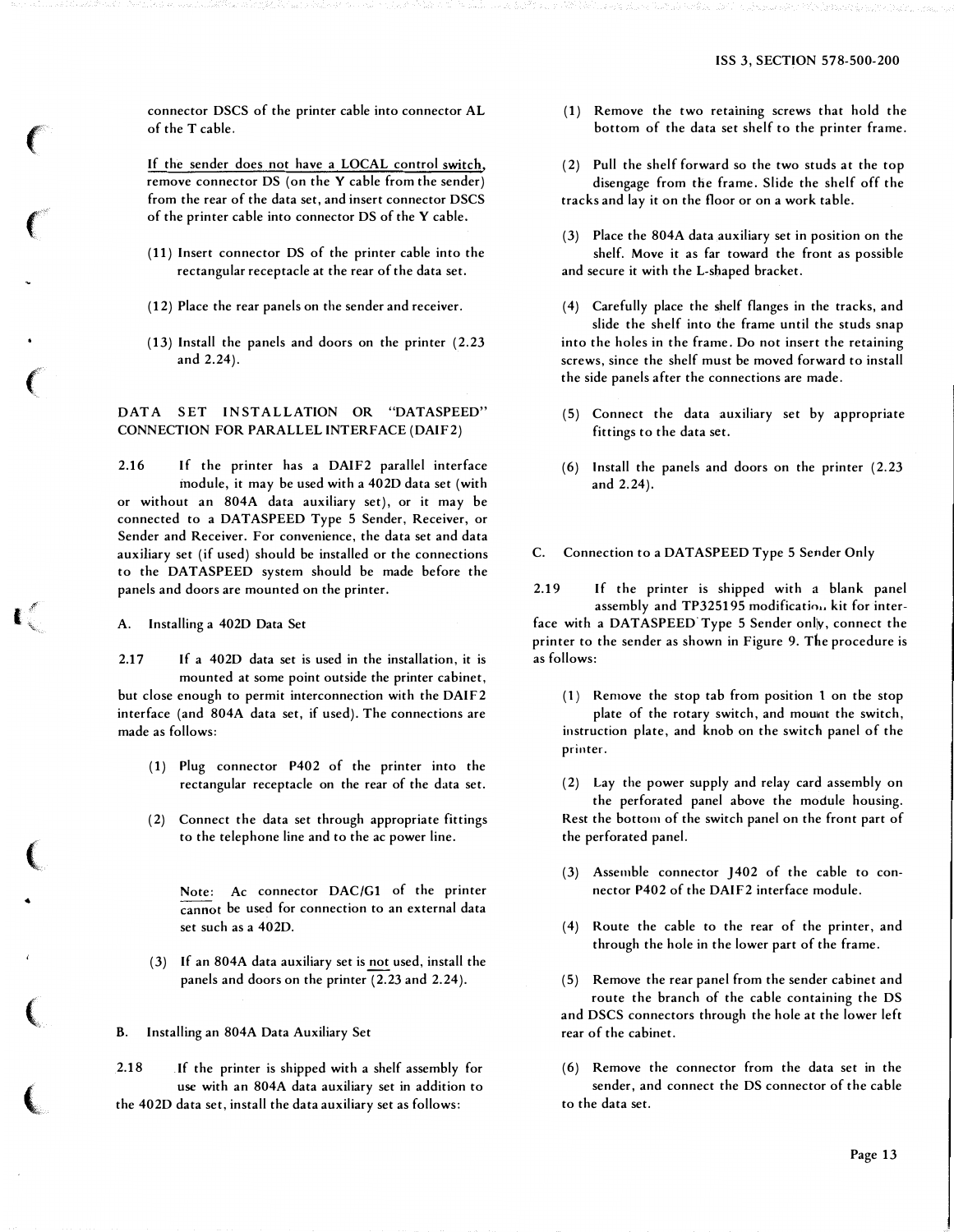connector DSCS of the printer cable into connector AL of the T cable.

If the sender does not have a LOCAL control switch, remove connector DS (on the Y cable from the sender) from the rear of the data set, and insert connector DSCS of the printer cable into connector DS of the Y cable.

(11) Insert connector DS of the printer cable into the rectangular receptacle at the rear of the data set.

(12) Place the rear panels on the sender and receiver.

(13) Install the panels and doors on the printer (2.23 and 2.24).

## DATA SET INSTALLATION OR "DATASPEED" CONNECTION FOR PARALLEL INTERFACE (DAIF2)

2.16 If the printer has a DAIF2 parallel interface module, it may be used with a 402D data set (with or without an 804A data auxiliary set), or it may be connected to a DATASPEED Type 5 Sender, Receiver, or Sender and Receiver. For convenience, the data set and data auxiliary set (if used) should be installed or the connections to the DATASPEED system should be made before the panels and doors are mounted on the printer.

### A. Installing a 402D Data Set

2.17 If a 402D data set is used in the installation, it is mounted at some point outside the printer cabinet, but close enough to permit interconnection with the DAIF2 interface (and 804A data set, if used). The connections are made as follows:

(1) Plug connector P402 of the printer into the rectangular receptacle on the rear of the data set.

(2) Connect the data set through appropriate fittings to the telephone line and to the ac power line.

Note: Ac connector DAC/G1 of the printer cannot be used for connection to an external data set such as a 402D.

(3) If an 804A data auxiliary set is not used, install the panels and doors on the printer (2.23 and 2.24).

### B. Installing an 804A Data Auxiliary Set

2.18 If the printer is shipped with a shelf assembly for use with an 804A data auxiliary set in addition to the 402D data set, install the data auxiliary set as follows:

(1) Remove the two retaining screws that hold the bottom of the data set shelf to the printer frame.

(2) Pull the shelf forward so the two studs at the top disengage from the frame. Slide the shelf off the tracks and lay it on the floor or on a work table.

(3) Place the 804A data auxiliary set in position on the shelf. Move it as far toward the front as possible and secure it with the L-shaped bracket.

(4) Carefully place the shelf flanges in the tracks, and slide the shelf into the frame until the studs snap into the holes in the frame. Do not insert the retaining screws, since the shelf must be moved forward to install the side panels after the connections are made.

(5) Connect the data auxiliary set by appropriate fittings to the data set.

(6) Install the panels and doors on the printer (2.23 and 2.24).

### C. Connection to a DATASPEED Type 5 Sender Only

2.19 If the printer is shipped with a blank panel assembly and TP325195 modification kit for interface with a DATASPEED Type 5 Sender only, connect the printer to the sender as shown in Figure 9. The procedure is as follows:

(1) Remove the stop tab from position 1 on the stop plate of the rotary switch, and mount the switch, instruction plate, and knob on the switch panel of the printer.

(2) Lay the power supply and relay card assembly on the perforated panel above the module housing. Rest the bottom of the switch panel on the front part of the perforated panel.

(3) Assemble connector J402 of the cable to connector P402 of the DAIF2 interface module.

(4) Route the cable to the rear of the printer, and through the hole in the lower part of the frame.

(5) Remove the rear panel from the sender cabinet and route the branch of the cable containing the DS and DSCS connectors through the hole at the lower left rear of the cabinet.

(6) Remove the connector from the data set in the sender, and connect the DS connector of the cable to the data set.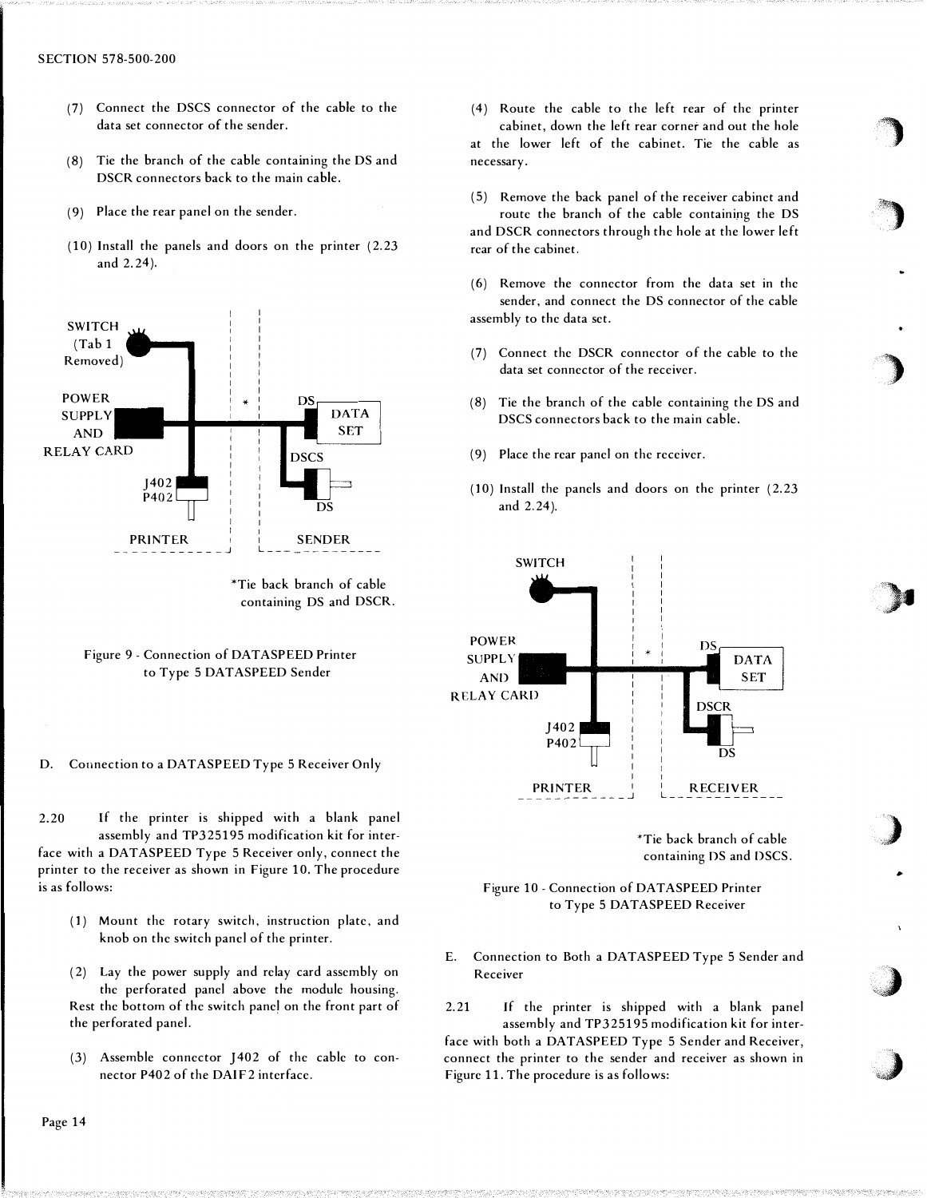(7) Connect the DSCS connector of the cable to the data set connector of the sender.

(8) Tie the branch of the cable containing the DS and DSCR connectors back to the main cable.

(9) Place the rear panel on the sender.

(10) Install the panels and doors on the printer (2.23 and 2.24).

*Tie back branch of cable containing DS and DSCR.

Figure 9 - Connection of DATASPEED Printer to Type 5 DATASPEED Sender

D. Connection to a DATASPEED Type 5 Receiver Only

2.20 If the printer is shipped with a blank panel assembly and TP325195 modification kit for interface with a DATASPEED Type 5 Receiver only, connect the printer to the receiver as shown in Figure 10. The procedure is as follows:

(1) Mount the rotary switch, instruction plate, and knob on the switch panel of the printer.

(2) Lay the power supply and relay card assembly on the perforated panel above the module housing. Rest the bottom of the switch panel on the front part of the perforated panel.

(3) Assemble connector J402 of the cable to connector P402 of the DAIF2 interface.

(4) Route the cable to the left rear of the printer cabinet, down the left rear corner and out the hole at the lower left of the cabinet. Tie the cable as necessary.

(5) Remove the back panel of the receiver cabinet and route the branch of the cable containing the DS and DSCR connectors through the hole at the lower left rear of the cabinet.

(6) Remove the connector from the data set in the sender, and connect the DS connector of the cable assembly to the data set.

(7) Connect the DSCR connector of the cable to the data set connector of the receiver.

(8) Tie the branch of the cable containing the DS and DSCS connectors back to the main cable.

(9) Place the rear panel on the receiver.

(10) Install the panels and doors on the printer (2.23 and 2.24).

*Tie back branch of cable containing DS and DSCS.

Figure 10 - Connection of DATASPEED Printer to Type 5 DATASPEED Receiver

E. Connection to Both a DATASPEED Type 5 Sender and Receiver

2.21 If the printer is shipped with a blank panel assembly and TP325195 modification kit for interface with both a DATASPEED Type 5 Sender and Receiver, connect the printer to the sender and receiver as shown in Figure 11. The procedure is as follows: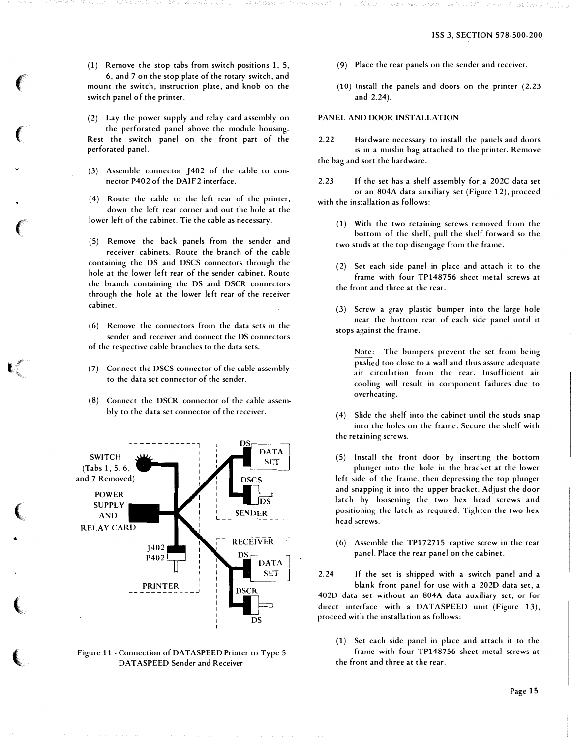(1) Remove the stop tabs from switch positions 1, 5, 6, and 7 on the stop plate of the rotary switch, and mount the switch, instruction plate, and knob on the switch panel of the printer.

(2) Lay the power supply and relay card assembly on the perforated panel above the module housing. Rest the switch panel on the front part of the perforated panel.

(3) Assemble connector J402 of the cable to connector P402 of the DAIF2 interface.

(4) Route the cable to the left rear of the printer, down the left rear corner and out the hole at the lower left of the cabinet. Tie the cable as necessary.

(5) Remove the back panels from the sender and receiver cabinets. Route the branch of the cable containing the DS and DSCS connectors through the hole at the lower left rear of the sender cabinet. Route the branch containing the DS and DSCR connectors through the hole at the lower left rear of the receiver cabinet.

(6) Remove the connectors from the data sets in the sender and receiver and connect the DS connectors of the respective cable branches to the data sets.

(7) Connect the DSCS connector of the cable assembly to the data set connector of the sender.

(8) Connect the DSCR connector of the cable assembly to the data set connector of the receiver.

Figure 11 - Connection of DATASPEED Printer to Type 5 DATASPEED Sender and Receiver

(9) Place the rear panels on the sender and receiver.

(10) Install the panels and doors on the printer (2.23 and 2.24).

## PANEL AND DOOR INSTALLATION

2.22 Hardware necessary to install the panels and doors is in a muslin bag attached to the printer. Remove the bag and sort the hardware.

2.23 If the set has a shelf assembly for a 202C data set or an 804A data auxiliary set (Figure 12), proceed with the installation as follows:

(1) With the two retaining screws removed from the bottom of the shelf, pull the shelf forward so the two studs at the top disengage from the frame.

(2) Set each side panel in place and attach it to the frame with four TP148756 sheet metal screws at the front and three at the rear.

(3) Screw a gray plastic bumper into the large hole near the bottom rear of each side panel until it stops against the frame.

> Note: The bumpers prevent the set from being pushed too close to a wall and thus assure adequate air circulation from the rear. Insufficient air cooling will result in component failures due to overheating.

(4) Slide the shelf into the cabinet until the studs snap into the holes on the frame. Secure the shelf with the retaining screws.

(5) Install the front door by inserting the bottom plunger into the hole in the bracket at the lower left side of the frame, then depressing the top plunger and snapping it into the upper bracket. Adjust the door latch by loosening the two hex head screws and positioning the latch as required. Tighten the two hex head screws.

(6) Assemble the TP172715 captive screw in the rear panel. Place the rear panel on the cabinet.

2.24 If the set is shipped with a switch panel and a blank front panel for use with a 202D data set, a 402D data set without an 804A data auxiliary set, or for direct interface with a DATASPEED unit (Figure 13), proceed with the installation as follows:

(1) Set each side panel in place and attach it to the frame with four TP148756 sheet metal screws at the front and three at the rear.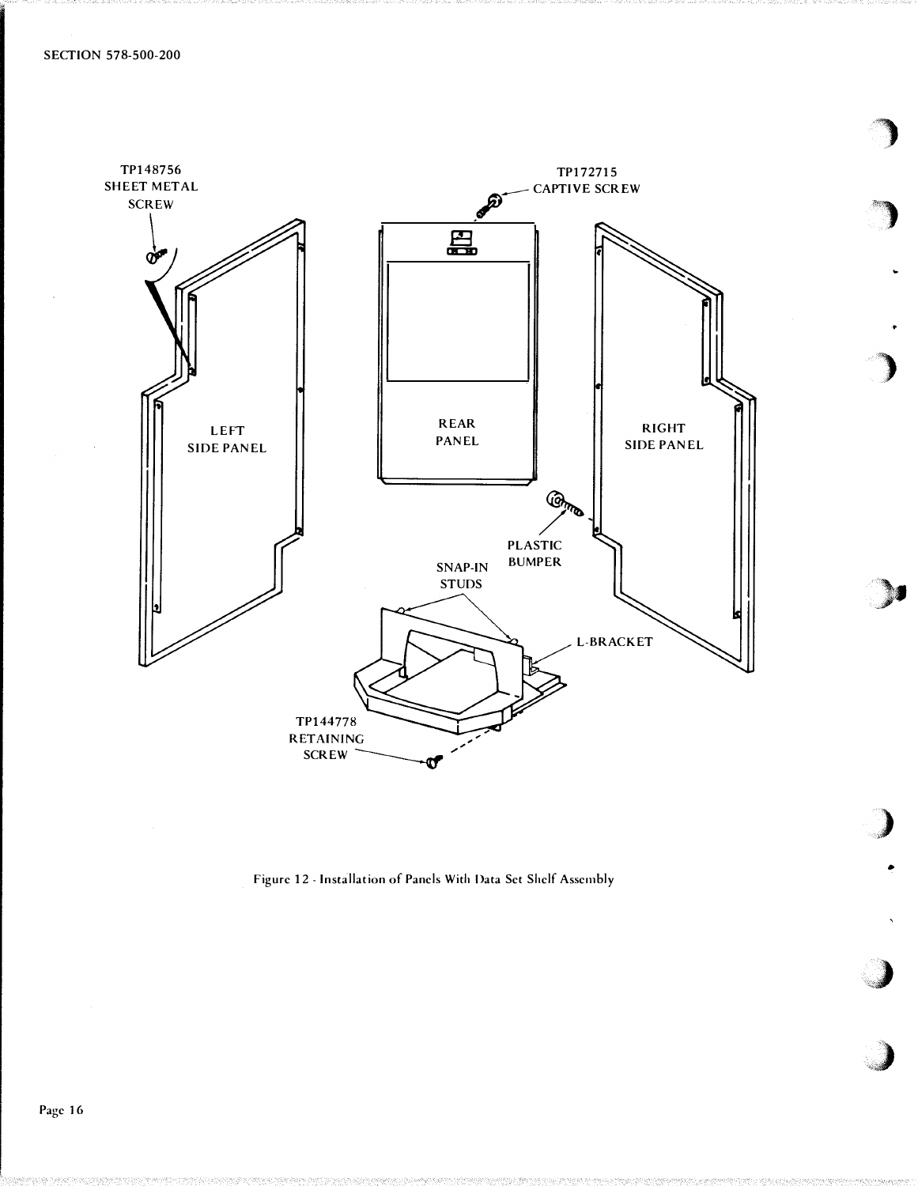TP148756
SHEET METAL
SCREW

TP172715
CAPTIVE SCREW

LEFT
SIDE PANEL

REAR
PANEL

RIGHT
SIDE PANEL

PLASTIC
BUMPER

SNAP-IN
STUDS

L-BRACKET

TP144778
RETAINING
SCREW

Figure 12 - Installation of Panels With Data Set Shelf Assembly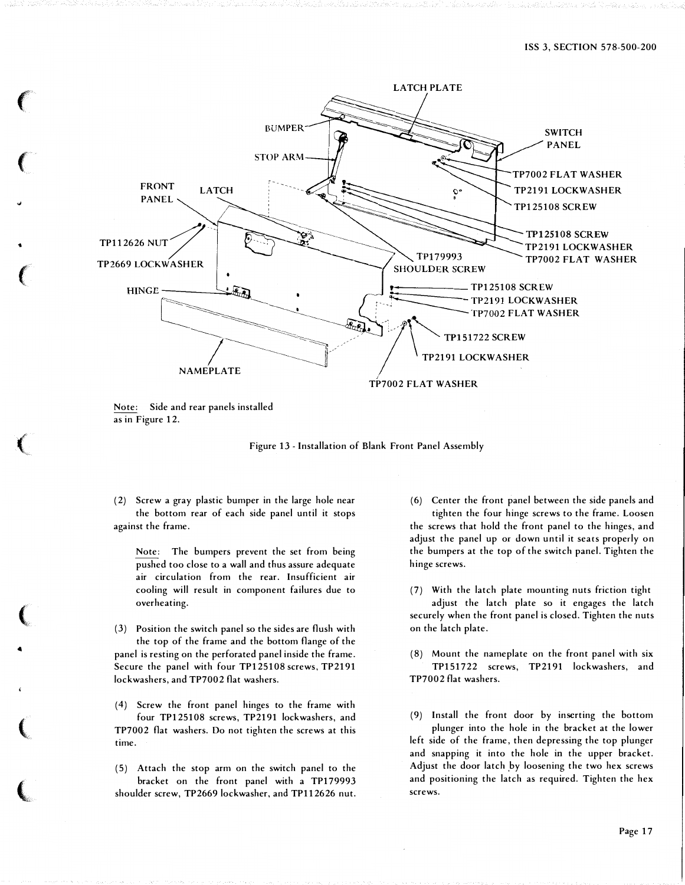LATCH PLATE

BUMPER

STOP ARM

SWITCH PANEL

TP7002 FLAT WASHER

TP2191 LOCKWASHER

TP125108 SCREW

FRONT PANEL

LATCH

TP125108 SCREW

TP2191 LOCKWASHER

TP7002 FLAT WASHER

TP112626 NUT

TP179993 SHOULDER SCREW

TP2669 LOCKWASHER

HINGE

TP125108 SCREW

TP2191 LOCKWASHER

TP7002 FLAT WASHER

TP151722 SCREW

TP2191 LOCKWASHER

NAMEPLATE

TP7002 FLAT WASHER

Note: Side and rear panels installed as in Figure 12.

Figure 13 - Installation of Blank Front Panel Assembly

(2) Screw a gray plastic bumper in the large hole near the bottom rear of each side panel until it stops against the frame.

Note: The bumpers prevent the set from being pushed too close to a wall and thus assure adequate air circulation from the rear. Insufficient air cooling will result in component failures due to overheating.

(3) Position the switch panel so the sides are flush with the top of the frame and the bottom flange of the panel is resting on the perforated panel inside the frame. Secure the panel with four TP125108 screws, TP2191 lockwashers, and TP7002 flat washers.

(4) Screw the front panel hinges to the frame with four TP125108 screws, TP2191 lockwashers, and TP7002 flat washers. Do not tighten the screws at this time.

(5) Attach the stop arm on the switch panel to the bracket on the front panel with a TP179993 shoulder screw, TP2669 lockwasher, and TP112626 nut.

(6) Center the front panel between the side panels and tighten the four hinge screws to the frame. Loosen the screws that hold the front panel to the hinges, and adjust the panel up or down until it seats properly on the bumpers at the top of the switch panel. Tighten the hinge screws.

(7) With the latch plate mounting nuts friction tight adjust the latch plate so it engages the latch securely when the front panel is closed. Tighten the nuts on the latch plate.

(8) Mount the nameplate on the front panel with six TP151722 screws, TP2191 lockwashers, and TP7002 flat washers.

(9) Install the front door by inserting the bottom plunger into the hole in the bracket at the lower left side of the frame, then depressing the top plunger and snapping it into the hole in the upper bracket. Adjust the door latch by loosening the two hex screws and positioning the latch as required. Tighten the hex screws.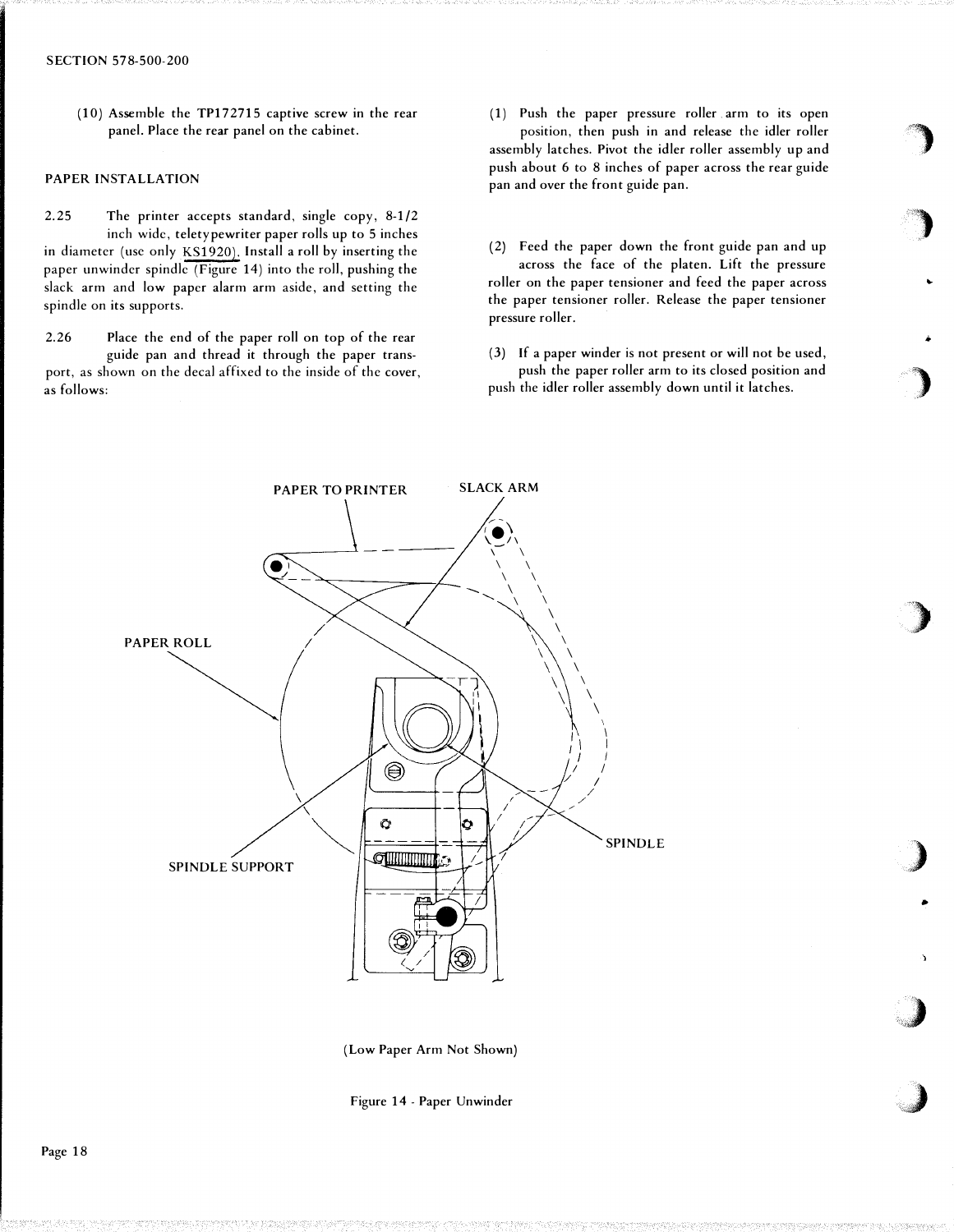(10) Assemble the TP172715 captive screw in the rear panel. Place the rear panel on the cabinet.

## PAPER INSTALLATION

2.25 The printer accepts standard, single copy, 8-1/2 inch wide, teletypewriter paper rolls up to 5 inches in diameter (use only KS1920). Install a roll by inserting the paper unwinder spindle (Figure 14) into the roll, pushing the slack arm and low paper alarm arm aside, and setting the spindle on its supports.

2.26 Place the end of the paper roll on top of the rear guide pan and thread it through the paper transport, as shown on the decal affixed to the inside of the cover, as follows:

(1) Push the paper pressure roller arm to its open position, then push in and release the idler roller assembly latches. Pivot the idler roller assembly up and push about 6 to 8 inches of paper across the rear guide pan and over the front guide pan.

(2) Feed the paper down the front guide pan and up across the face of the platen. Lift the pressure roller on the paper tensioner and feed the paper across the paper tensioner roller. Release the paper tensioner pressure roller.

(3) If a paper winder is not present or will not be used, push the paper roller arm to its closed position and push the idler roller assembly down until it latches.

PAPER TO PRINTER

SLACK ARM

PAPER ROLL

SPINDLE SUPPORT

SPINDLE

(Low Paper Arm Not Shown)

Figure 14 - Paper Unwinder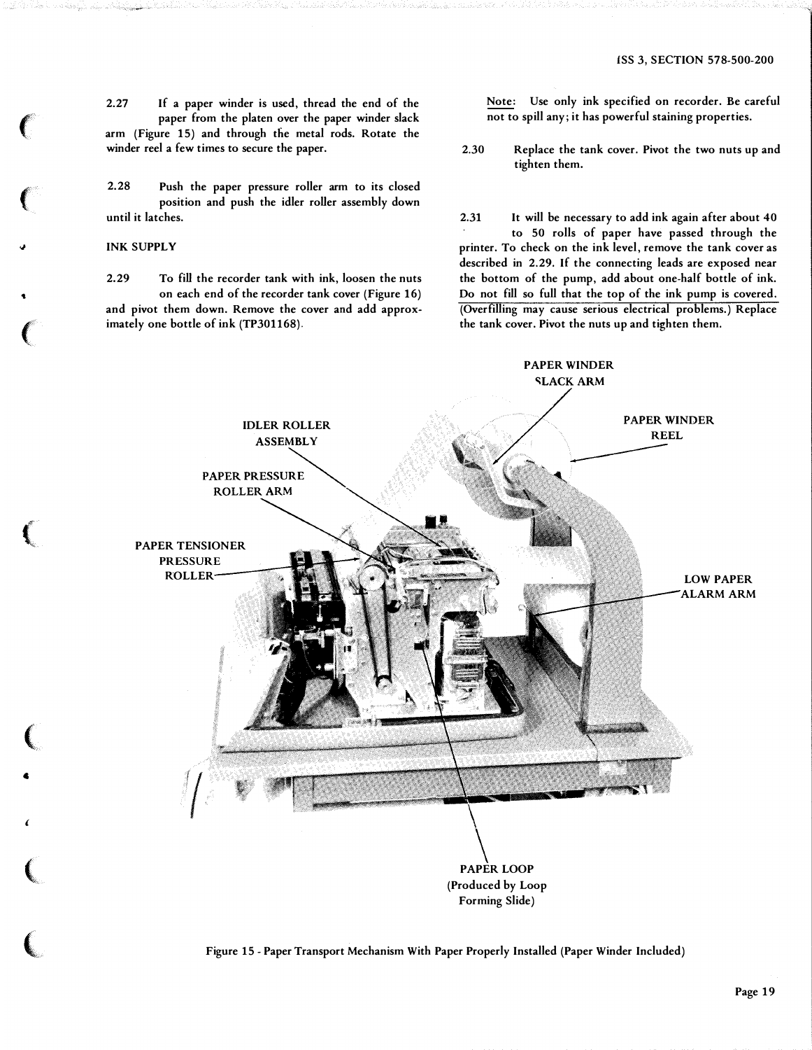2.27 If a paper winder is used, thread the end of the paper from the platen over the paper winder slack arm (Figure 15) and through the metal rods. Rotate the winder reel a few times to secure the paper.

2.28 Push the paper pressure roller arm to its closed position and push the idler roller assembly down until it latches.

## INK SUPPLY

2.29 To fill the recorder tank with ink, loosen the nuts on each end of the recorder tank cover (Figure 16) and pivot them down. Remove the cover and add approximately one bottle of ink (TP301168).

Note: Use only ink specified on recorder. Be careful not to spill any; it has powerful staining properties.

2.30 Replace the tank cover. Pivot the two nuts up and tighten them.

2.31 It will be necessary to add ink again after about 40 to 50 rolls of paper have passed through the printer. To check on the ink level, remove the tank cover as described in 2.29. If the connecting leads are exposed near the bottom of the pump, add about one-half bottle of ink. Do not fill so full that the top of the ink pump is covered. (Overfilling may cause serious electrical problems.) Replace the tank cover. Pivot the nuts up and tighten them.

PAPER WINDER SLACK ARM

PAPER WINDER REEL

IDLER ROLLER ASSEMBLY

PAPER PRESSURE ROLLER ARM

PAPER TENSIONER PRESSURE ROLLER

LOW PAPER ALARM ARM

PAPER LOOP (Produced by Loop Forming Slide)

Figure 15 - Paper Transport Mechanism With Paper Properly Installed (Paper Winder Included)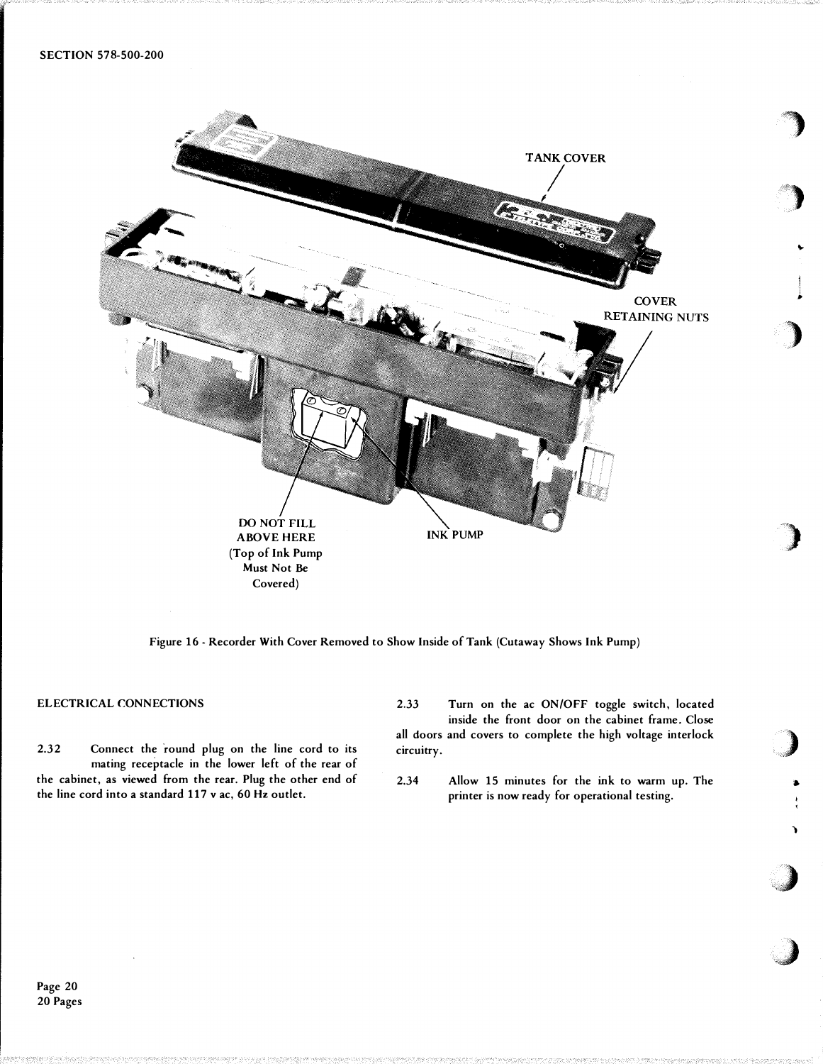TANK COVER

COVER RETAINING NUTS

DO NOT FILL ABOVE HERE (Top of Ink Pump Must Not Be Covered)

INK PUMP

Figure 16 - Recorder With Cover Removed to Show Inside of Tank (Cutaway Shows Ink Pump)

## ELECTRICAL CONNECTIONS

2.32 Connect the round plug on the line cord to its mating receptacle in the lower left of the rear of the cabinet, as viewed from the rear. Plug the other end of the line cord into a standard 117 v ac, 60 Hz outlet.

2.33 Turn on the ac ON/OFF toggle switch, located inside the front door on the cabinet frame. Close all doors and covers to complete the high voltage interlock circuitry.

2.34 Allow 15 minutes for the ink to warm up. The printer is now ready for operational testing.